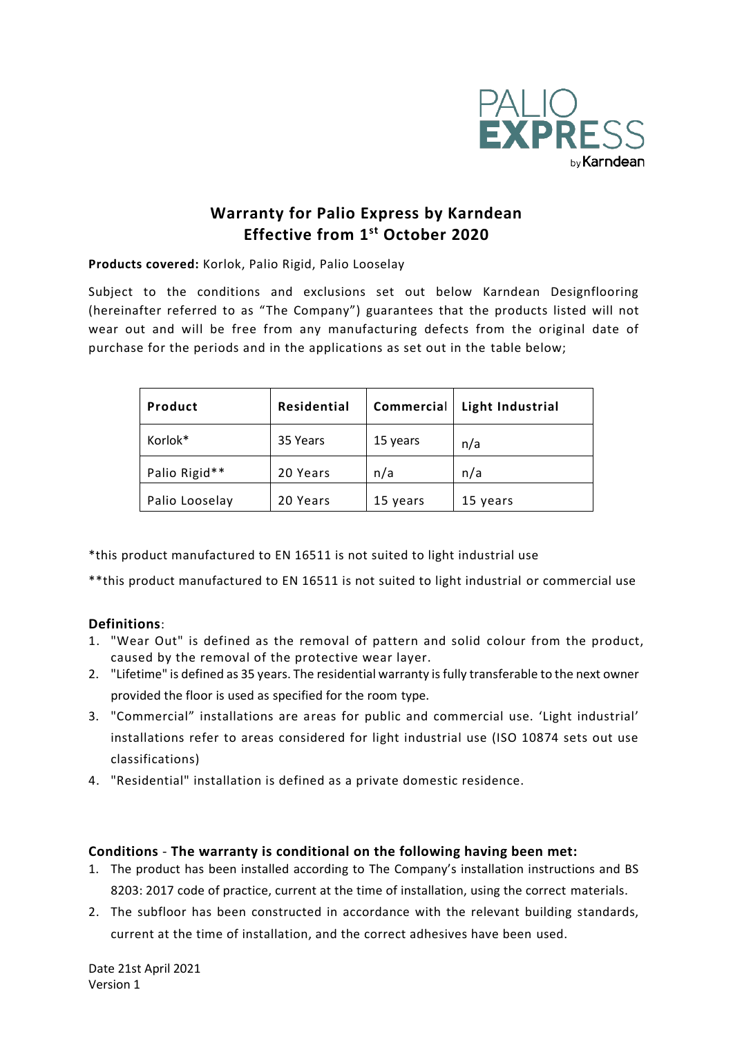PALIO EXPRESS by Karndean

# Warranty for Palio Express by Karndean
# Effective from 1st October 2020

**Products covered:** Korlok, Palio Rigid, Palio Looselay

Subject to the conditions and exclusions set out below Karndean Designflooring (hereinafter referred to as "The Company") guarantees that the products listed will not wear out and will be free from any manufacturing defects from the original date of purchase for the periods and in the applications as set out in the table below;

| Product | Residential | Commercial | Light Industrial |
| --- | --- | --- | --- |
| Korlok* | 35 Years | 15 years | n/a |
| Palio Rigid** | 20 Years | n/a | n/a |
| Palio Looselay | 20 Years | 15 years | 15 years |

*this product manufactured to EN 16511 is not suited to light industrial use

**this product manufactured to EN 16511 is not suited to light industrial or commercial use

### Definitions:

1. "Wear Out" is defined as the removal of pattern and solid colour from the product, caused by the removal of the protective wear layer.
2. "Lifetime" is defined as 35 years. The residential warranty is fully transferable to the next owner provided the floor is used as specified for the room type.
3. "Commercial" installations are areas for public and commercial use. 'Light industrial' installations refer to areas considered for light industrial use (ISO 10874 sets out use classifications)
4. "Residential" installation is defined as a private domestic residence.

### Conditions - The warranty is conditional on the following having been met:

1. The product has been installed according to The Company's installation instructions and BS 8203: 2017 code of practice, current at the time of installation, using the correct materials.
2. The subfloor has been constructed in accordance with the relevant building standards, current at the time of installation, and the correct adhesives have been used.

Date 21st April 2021
Version 1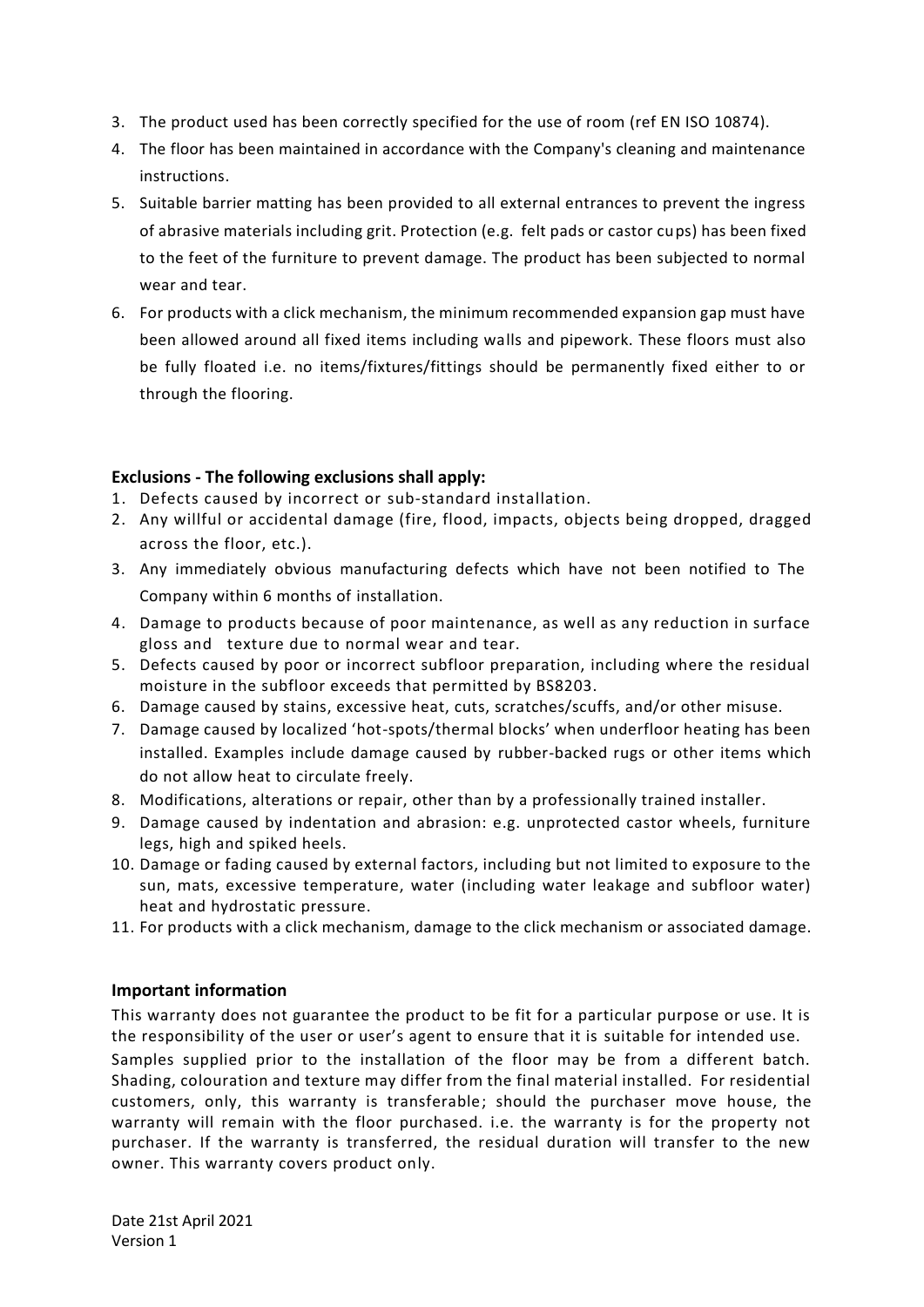3. The product used has been correctly specified for the use of room (ref EN ISO 10874).
4. The floor has been maintained in accordance with the Company's cleaning and maintenance instructions.
5. Suitable barrier matting has been provided to all external entrances to prevent the ingress of abrasive materials including grit. Protection (e.g. felt pads or castor cups) has been fixed to the feet of the furniture to prevent damage. The product has been subjected to normal wear and tear.
6. For products with a click mechanism, the minimum recommended expansion gap must have been allowed around all fixed items including walls and pipework. These floors must also be fully floated i.e. no items/fixtures/fittings should be permanently fixed either to or through the flooring.

**Exclusions - The following exclusions shall apply:**

1. Defects caused by incorrect or sub-standard installation.
2. Any willful or accidental damage (fire, flood, impacts, objects being dropped, dragged across the floor, etc.).
3. Any immediately obvious manufacturing defects which have not been notified to The Company within 6 months of installation.
4. Damage to products because of poor maintenance, as well as any reduction in surface gloss and texture due to normal wear and tear.
5. Defects caused by poor or incorrect subfloor preparation, including where the residual moisture in the subfloor exceeds that permitted by BS8203.
6. Damage caused by stains, excessive heat, cuts, scratches/scuffs, and/or other misuse.
7. Damage caused by localized 'hot-spots/thermal blocks' when underfloor heating has been installed. Examples include damage caused by rubber-backed rugs or other items which do not allow heat to circulate freely.
8. Modifications, alterations or repair, other than by a professionally trained installer.
9. Damage caused by indentation and abrasion: e.g. unprotected castor wheels, furniture legs, high and spiked heels.
10. Damage or fading caused by external factors, including but not limited to exposure to the sun, mats, excessive temperature, water (including water leakage and subfloor water) heat and hydrostatic pressure.
11. For products with a click mechanism, damage to the click mechanism or associated damage.

**Important information**

This warranty does not guarantee the product to be fit for a particular purpose or use. It is the responsibility of the user or user's agent to ensure that it is suitable for intended use. Samples supplied prior to the installation of the floor may be from a different batch. Shading, colouration and texture may differ from the final material installed. For residential customers, only, this warranty is transferable; should the purchaser move house, the warranty will remain with the floor purchased. i.e. the warranty is for the property not purchaser. If the warranty is transferred, the residual duration will transfer to the new owner. This warranty covers product only.

Date 21st April 2021
Version 1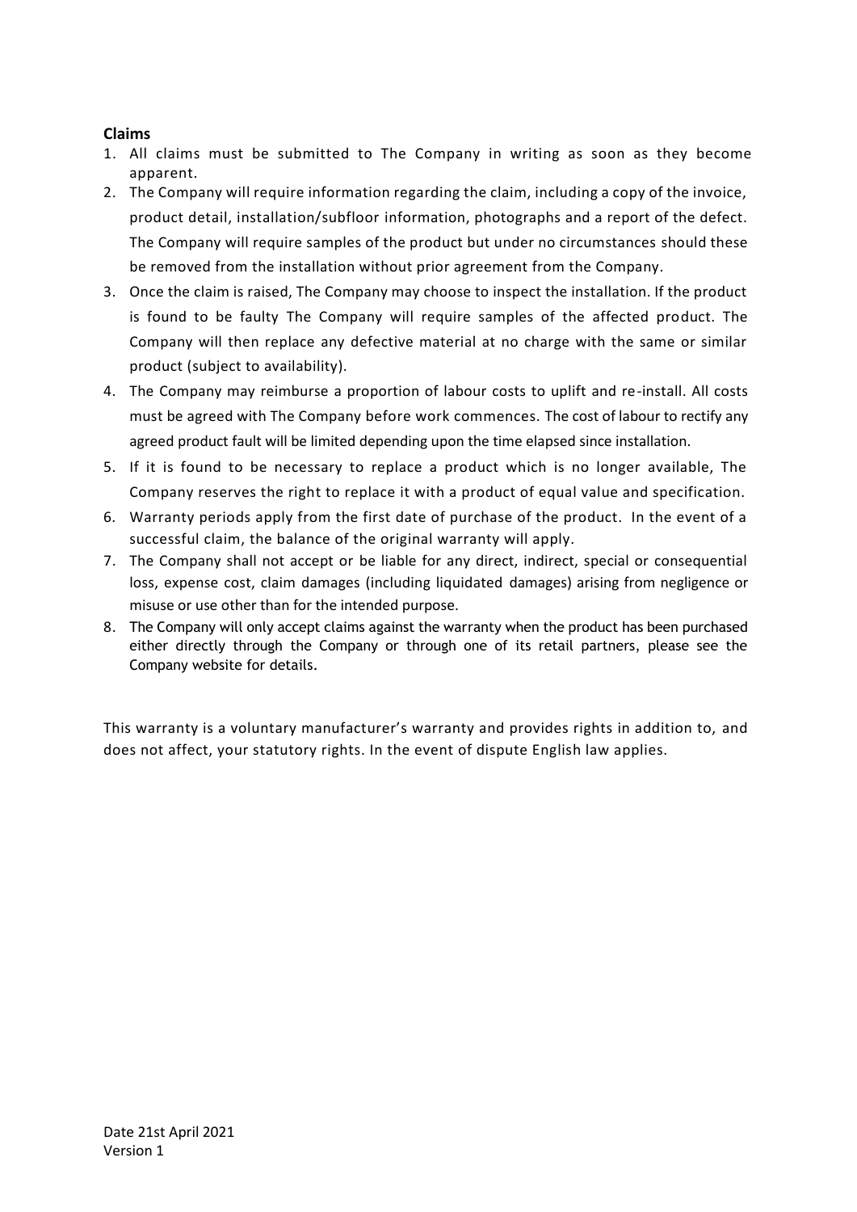**Claims**

1. All claims must be submitted to The Company in writing as soon as they become apparent.
2. The Company will require information regarding the claim, including a copy of the invoice, product detail, installation/subfloor information, photographs and a report of the defect. The Company will require samples of the product but under no circumstances should these be removed from the installation without prior agreement from the Company.
3. Once the claim is raised, The Company may choose to inspect the installation. If the product is found to be faulty The Company will require samples of the affected product. The Company will then replace any defective material at no charge with the same or similar product (subject to availability).
4. The Company may reimburse a proportion of labour costs to uplift and re-install. All costs must be agreed with The Company before work commences. The cost of labour to rectify any agreed product fault will be limited depending upon the time elapsed since installation.
5. If it is found to be necessary to replace a product which is no longer available, The Company reserves the right to replace it with a product of equal value and specification.
6. Warranty periods apply from the first date of purchase of the product. In the event of a successful claim, the balance of the original warranty will apply.
7. The Company shall not accept or be liable for any direct, indirect, special or consequential loss, expense cost, claim damages (including liquidated damages) arising from negligence or misuse or use other than for the intended purpose.
8. The Company will only accept claims against the warranty when the product has been purchased either directly through the Company or through one of its retail partners, please see the Company website for details.

This warranty is a voluntary manufacturer's warranty and provides rights in addition to, and does not affect, your statutory rights. In the event of dispute English law applies.

Date 21st April 2021
Version 1